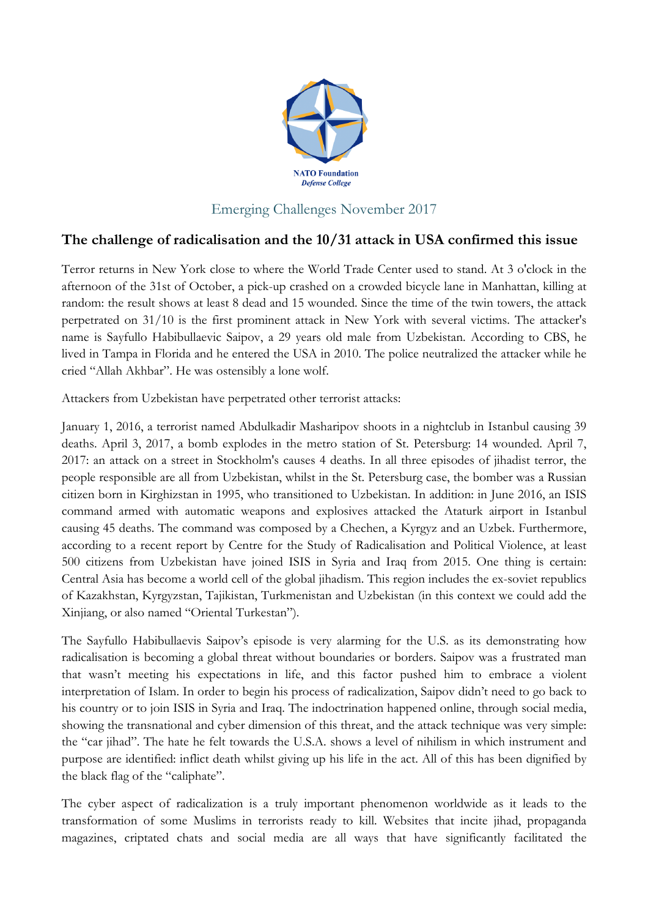NATO Foundation
*Defense College*

Emerging Challenges November 2017

## The challenge of radicalisation and the 10/31 attack in USA confirmed this issue

Terror returns in New York close to where the World Trade Center used to stand. At 3 o'clock in the afternoon of the 31st of October, a pick-up crashed on a crowded bicycle lane in Manhattan, killing at random: the result shows at least 8 dead and 15 wounded. Since the time of the twin towers, the attack perpetrated on 31/10 is the first prominent attack in New York with several victims. The attacker's name is Sayfullo Habibullaevic Saipov, a 29 years old male from Uzbekistan. According to CBS, he lived in Tampa in Florida and he entered the USA in 2010. The police neutralized the attacker while he cried "Allah Akhbar". He was ostensibly a lone wolf.

Attackers from Uzbekistan have perpetrated other terrorist attacks:

January 1, 2016, a terrorist named Abdulkadir Masharipov shoots in a nightclub in Istanbul causing 39 deaths. April 3, 2017, a bomb explodes in the metro station of St. Petersburg: 14 wounded. April 7, 2017: an attack on a street in Stockholm's causes 4 deaths. In all three episodes of jihadist terror, the people responsible are all from Uzbekistan, whilst in the St. Petersburg case, the bomber was a Russian citizen born in Kirghizstan in 1995, who transitioned to Uzbekistan. In addition: in June 2016, an ISIS command armed with automatic weapons and explosives attacked the Ataturk airport in Istanbul causing 45 deaths. The command was composed by a Chechen, a Kyrgyz and an Uzbek. Furthermore, according to a recent report by Centre for the Study of Radicalisation and Political Violence, at least 500 citizens from Uzbekistan have joined ISIS in Syria and Iraq from 2015. One thing is certain: Central Asia has become a world cell of the global jihadism. This region includes the ex-soviet republics of Kazakhstan, Kyrgyzstan, Tajikistan, Turkmenistan and Uzbekistan (in this context we could add the Xinjiang, or also named "Oriental Turkestan").

The Sayfullo Habibullaevis Saipov's episode is very alarming for the U.S. as its demonstrating how radicalisation is becoming a global threat without boundaries or borders. Saipov was a frustrated man that wasn't meeting his expectations in life, and this factor pushed him to embrace a violent interpretation of Islam. In order to begin his process of radicalization, Saipov didn't need to go back to his country or to join ISIS in Syria and Iraq. The indoctrination happened online, through social media, showing the transnational and cyber dimension of this threat, and the attack technique was very simple: the "car jihad". The hate he felt towards the U.S.A. shows a level of nihilism in which instrument and purpose are identified: inflict death whilst giving up his life in the act. All of this has been dignified by the black flag of the "caliphate".

The cyber aspect of radicalization is a truly important phenomenon worldwide as it leads to the transformation of some Muslims in terrorists ready to kill. Websites that incite jihad, propaganda magazines, criptated chats and social media are all ways that have significantly facilitated the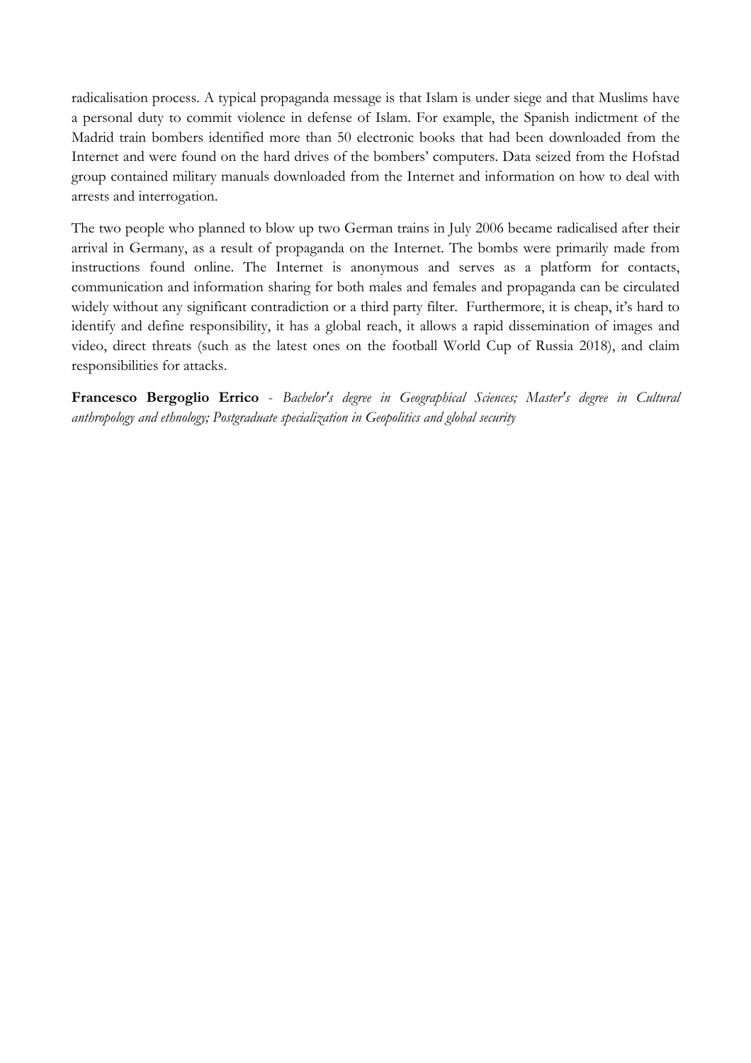radicalisation process. A typical propaganda message is that Islam is under siege and that Muslims have a personal duty to commit violence in defense of Islam. For example, the Spanish indictment of the Madrid train bombers identified more than 50 electronic books that had been downloaded from the Internet and were found on the hard drives of the bombers' computers. Data seized from the Hofstad group contained military manuals downloaded from the Internet and information on how to deal with arrests and interrogation.

The two people who planned to blow up two German trains in July 2006 became radicalised after their arrival in Germany, as a result of propaganda on the Internet. The bombs were primarily made from instructions found online. The Internet is anonymous and serves as a platform for contacts, communication and information sharing for both males and females and propaganda can be circulated widely without any significant contradiction or a third party filter. Furthermore, it is cheap, it's hard to identify and define responsibility, it has a global reach, it allows a rapid dissemination of images and video, direct threats (such as the latest ones on the football World Cup of Russia 2018), and claim responsibilities for attacks.

**Francesco Bergoglio Errico** - *Bachelor's degree in Geographical Sciences; Master's degree in Cultural anthropology and ethnology; Postgraduate specialization in Geopolitics and global security*